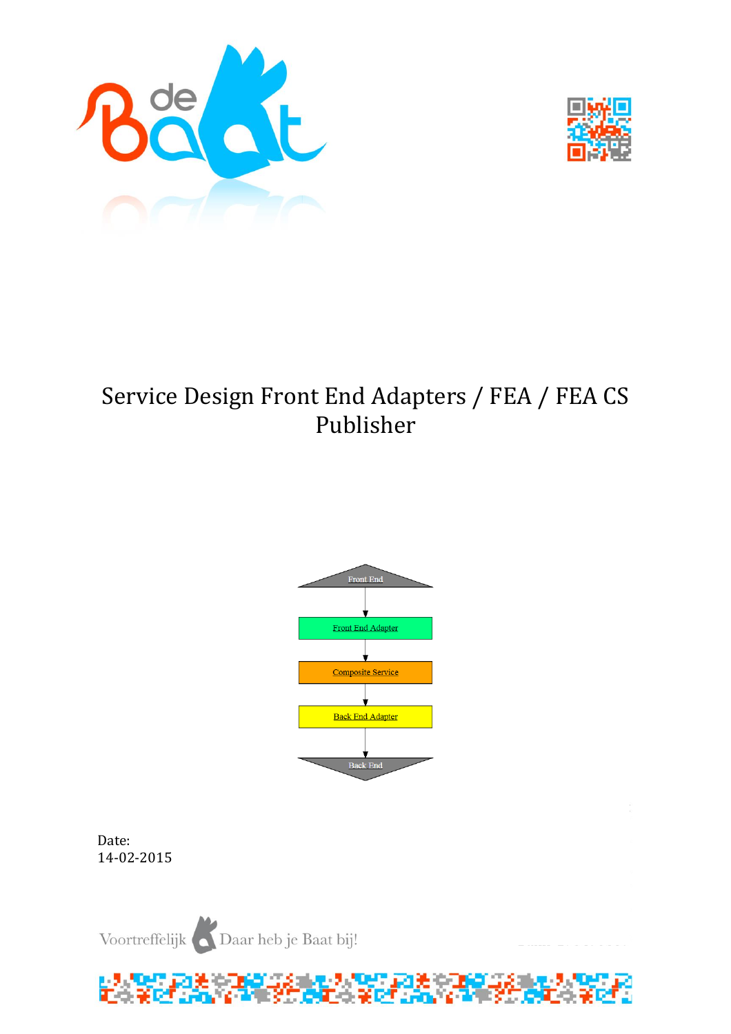# Service Design Front End Adapters / FEA / FEA CS Publisher

Front End

Front End Adapter

Composite Service

Back End Adapter

Back End

Date:
14-02-2015

Voortreffelijk Daar heb je Baat bij!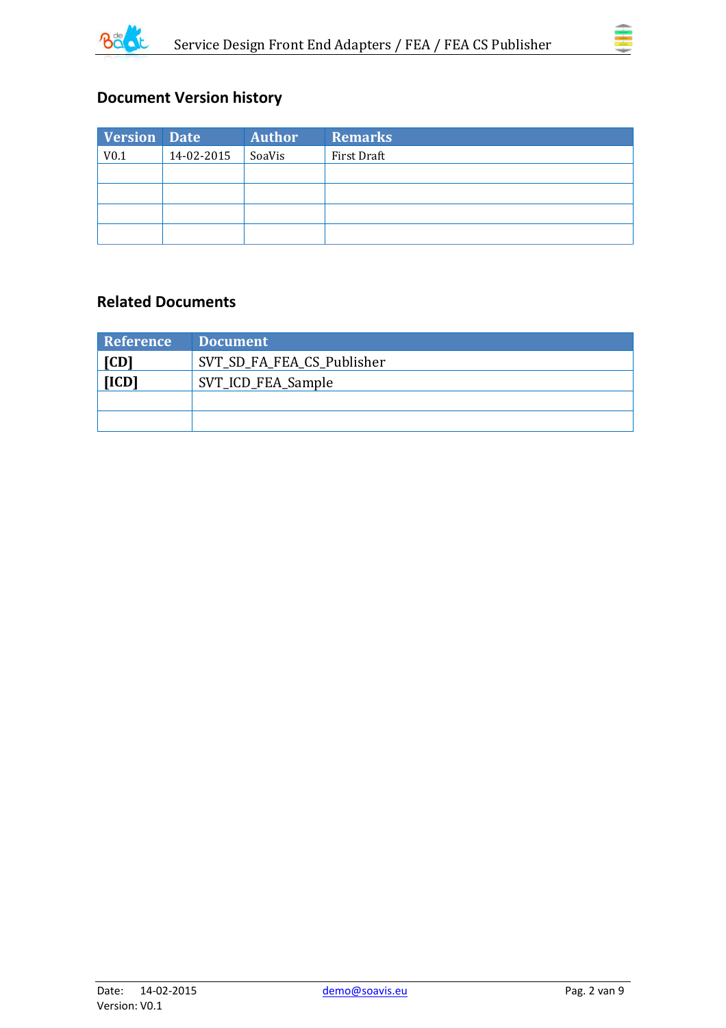## Document Version history

| Version | Date | Author | Remarks |
|---|---|---|---|
| V0.1 | 14-02-2015 | SoaVis | First Draft |
| | | | |
| | | | |
| | | | |
| | | | |

## Related Documents

| Reference | Document |
|---|---|
| **[CD]** | SVT_SD_FA_FEA_CS_Publisher |
| **[ICD]** | SVT_ICD_FEA_Sample |
| | |
| | |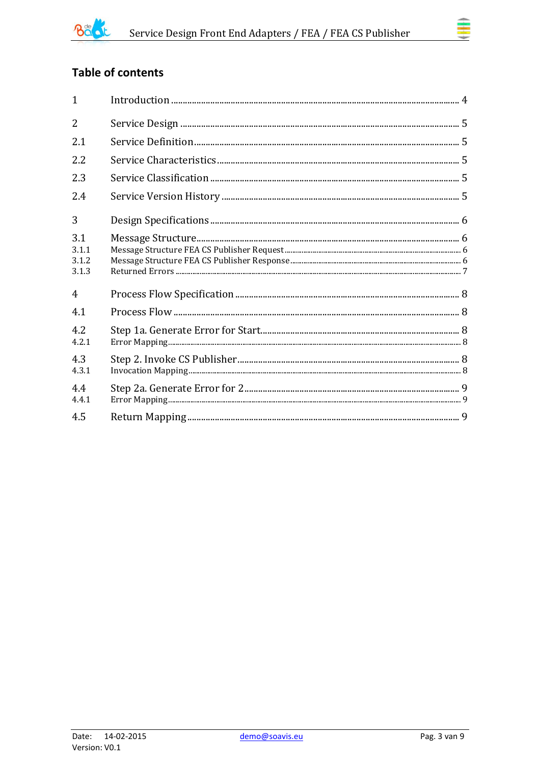## Table of contents

| | | |
|---|---|---|
| 1 | Introduction | 4 |
| 2 | Service Design | 5 |
| 2.1 | Service Definition | 5 |
| 2.2 | Service Characteristics | 5 |
| 2.3 | Service Classification | 5 |
| 2.4 | Service Version History | 5 |
| 3 | Design Specifications | 6 |
| 3.1 | Message Structure | 6 |
| 3.1.1 | Message Structure FEA CS Publisher Request | 6 |
| 3.1.2 | Message Structure FEA CS Publisher Response | 6 |
| 3.1.3 | Returned Errors | 7 |
| 4 | Process Flow Specification | 8 |
| 4.1 | Process Flow | 8 |
| 4.2 | Step 1a. Generate Error for Start | 8 |
| 4.2.1 | Error Mapping | 8 |
| 4.3 | Step 2. Invoke CS Publisher | 8 |
| 4.3.1 | Invocation Mapping | 8 |
| 4.4 | Step 2a. Generate Error for 2 | 9 |
| 4.4.1 | Error Mapping | 9 |
| 4.5 | Return Mapping | 9 |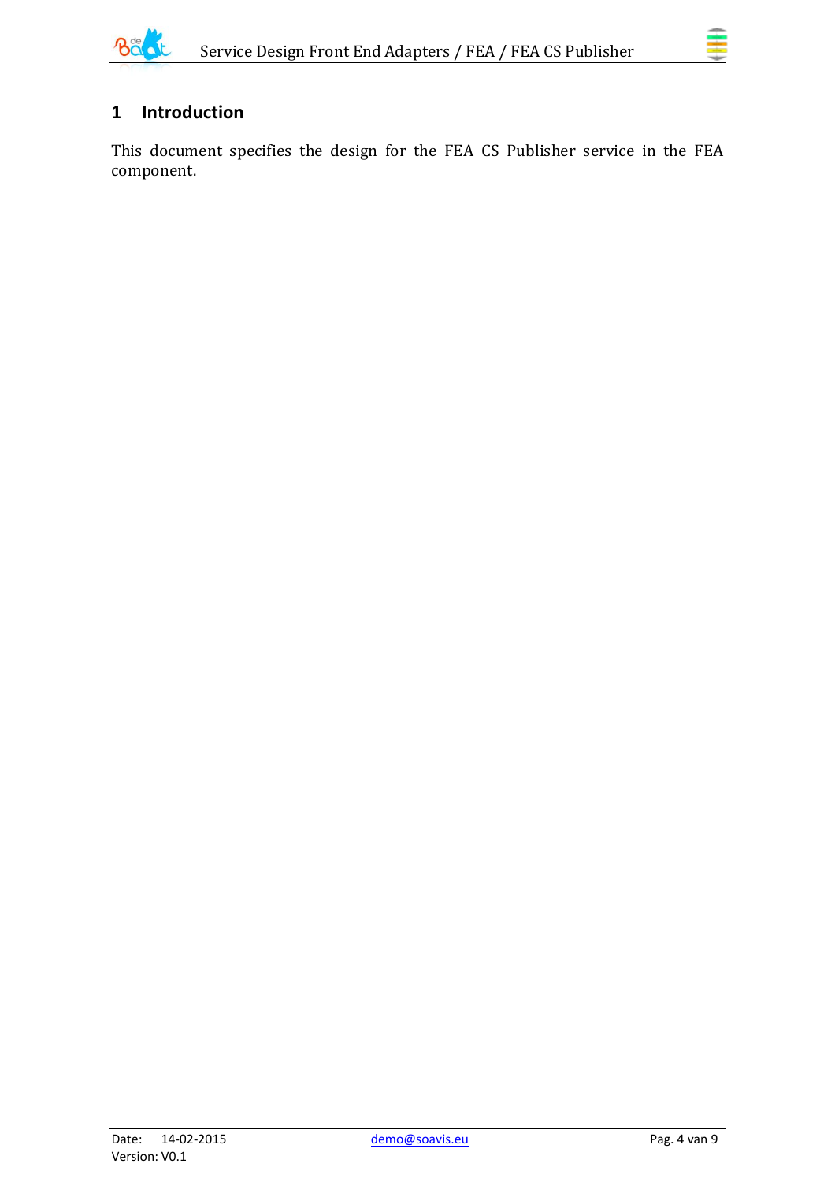# 1 Introduction

This document specifies the design for the FEA CS Publisher service in the FEA component.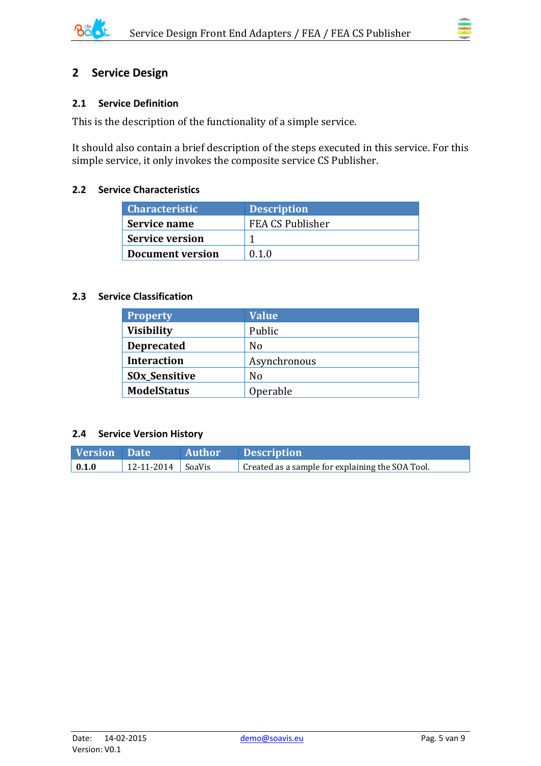# 2 Service Design

## 2.1 Service Definition

This is the description of the functionality of a simple service.

It should also contain a brief description of the steps executed in this service. For this simple service, it only invokes the composite service CS Publisher.

## 2.2 Service Characteristics

| Characteristic | Description |
|---|---|
| **Service name** | FEA CS Publisher |
| **Service version** | 1 |
| **Document version** | 0.1.0 |

## 2.3 Service Classification

| Property | Value |
|---|---|
| **Visibility** | Public |
| **Deprecated** | No |
| **Interaction** | Asynchronous |
| **SOx_Sensitive** | No |
| **ModelStatus** | Operable |

## 2.4 Service Version History

| Version | Date | Author | Description |
|---|---|---|---|
| **0.1.0** | 12-11-2014 | SoaVis | Created as a sample for explaining the SOA Tool. |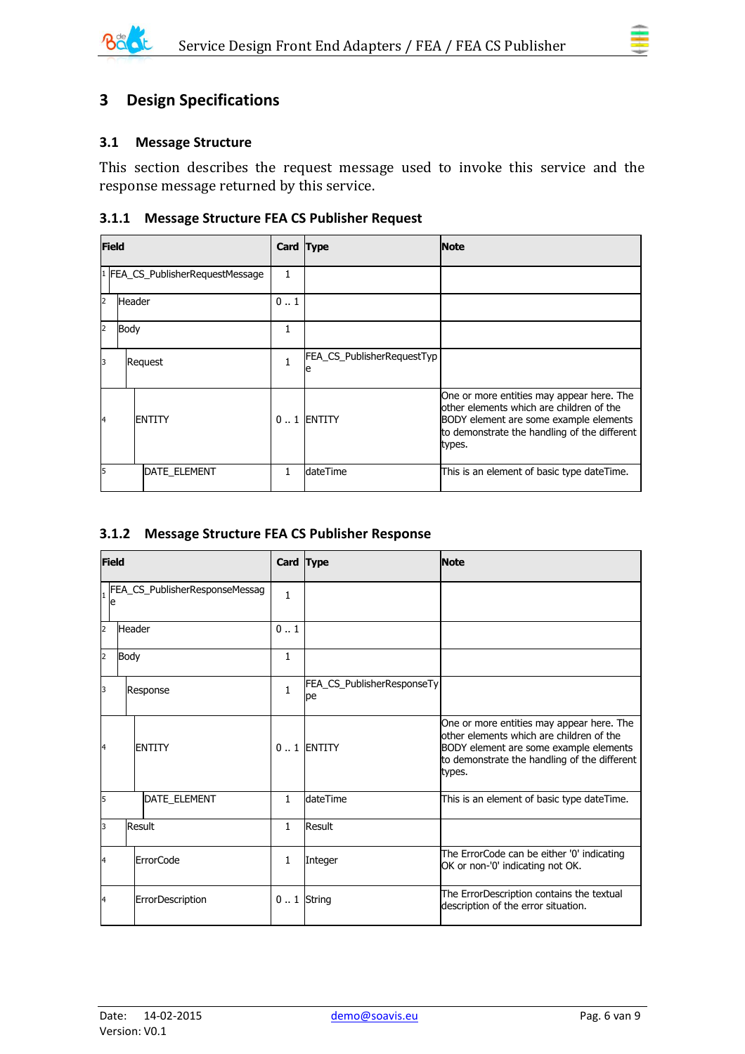# 3 Design Specifications

## 3.1 Message Structure

This section describes the request message used to invoke this service and the response message returned by this service.

### 3.1.1 Message Structure FEA CS Publisher Request

| Field | Card | Type | Note |
|---|---|---|---|
| 1 FEA_CS_PublisherRequestMessage | 1 | | |
| 2 Header | 0 .. 1 | | |
| 2 Body | 1 | | |
| 3 Request | 1 | FEA_CS_PublisherRequestType | |
| 4 ENTITY | 0 .. 1 | ENTITY | One or more entities may appear here. The other elements which are children of the BODY element are some example elements to demonstrate the handling of the different types. |
| 5 DATE_ELEMENT | 1 | dateTime | This is an element of basic type dateTime. |

### 3.1.2 Message Structure FEA CS Publisher Response

| Field | Card | Type | Note |
|---|---|---|---|
| 1 FEA_CS_PublisherResponseMessage | 1 | | |
| 2 Header | 0 .. 1 | | |
| 2 Body | 1 | | |
| 3 Response | 1 | FEA_CS_PublisherResponseType | |
| 4 ENTITY | 0 .. 1 | ENTITY | One or more entities may appear here. The other elements which are children of the BODY element are some example elements to demonstrate the handling of the different types. |
| 5 DATE_ELEMENT | 1 | dateTime | This is an element of basic type dateTime. |
| 3 Result | 1 | Result | |
| 4 ErrorCode | 1 | Integer | The ErrorCode can be either '0' indicating OK or non-'0' indicating not OK. |
| 4 ErrorDescription | 0 .. 1 | String | The ErrorDescription contains the textual description of the error situation. |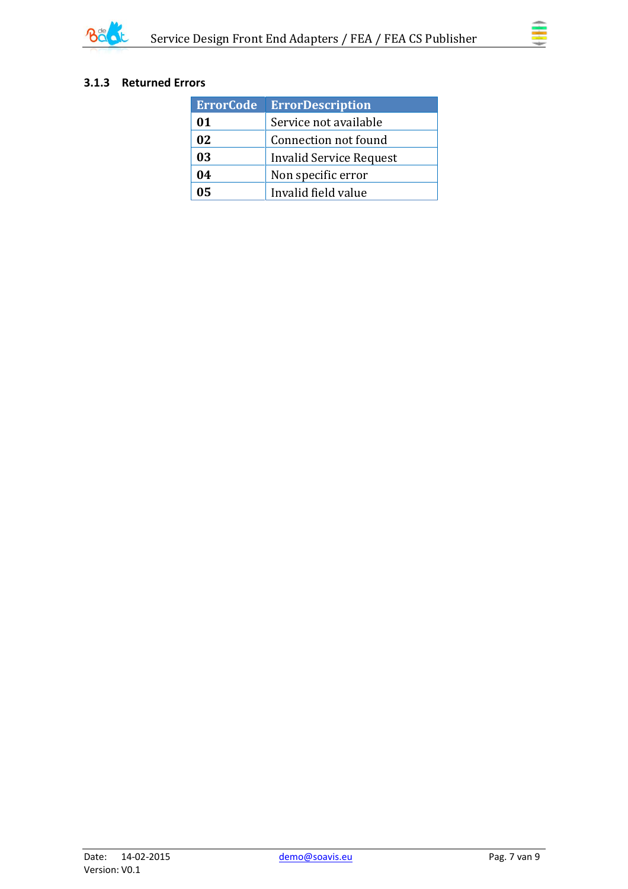### 3.1.3 Returned Errors

| ErrorCode | ErrorDescription |
|---|---|
| **01** | Service not available |
| **02** | Connection not found |
| **03** | Invalid Service Request |
| **04** | Non specific error |
| **05** | Invalid field value |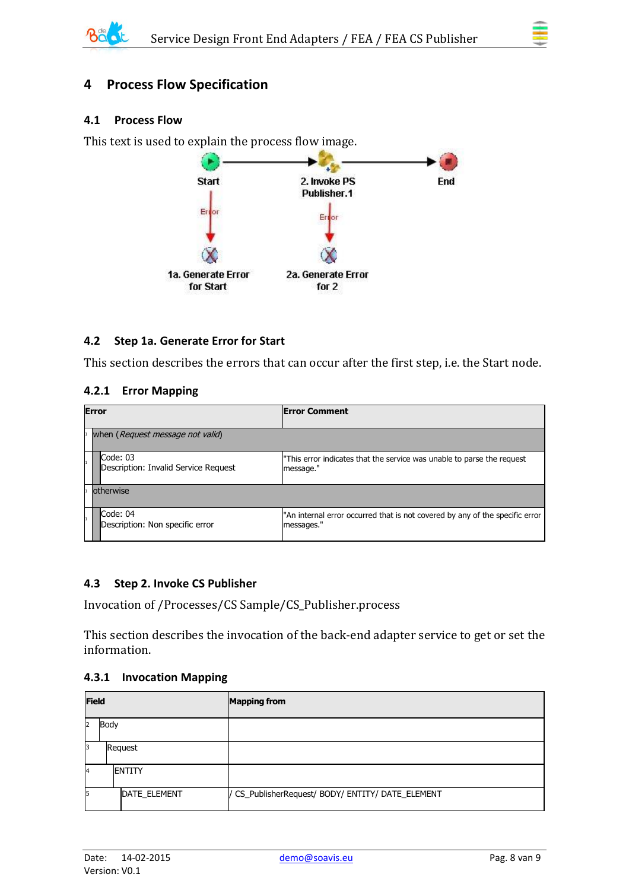# 4 Process Flow Specification

## 4.1 Process Flow

This text is used to explain the process flow image.

Start → 2. Invoke PS Publisher.1 → End

Start — Error → 1a. Generate Error for Start

2. Invoke PS Publisher.1 — Error → 2a. Generate Error for 2

## 4.2 Step 1a. Generate Error for Start

This section describes the errors that can occur after the first step, i.e. the Start node.

### 4.2.1 Error Mapping

| Error | Error Comment |
|---|---|
| when (*Request message not valid*) | |
| Code: 03<br>Description: Invalid Service Request | "This error indicates that the service was unable to parse the request message." |
| otherwise | |
| Code: 04<br>Description: Non specific error | "An internal error occurred that is not covered by any of the specific error messages." |

## 4.3 Step 2. Invoke CS Publisher

Invocation of /Processes/CS Sample/CS_Publisher.process

This section describes the invocation of the back-end adapter service to get or set the information.

### 4.3.1 Invocation Mapping

| Field | Mapping from |
|---|---|
| Body | |
| Request | |
| ENTITY | |
| DATE_ELEMENT | / CS_PublisherRequest/ BODY/ ENTITY/ DATE_ELEMENT |

Date: 14-02-2015 demo@soavis.eu

Version: V0.1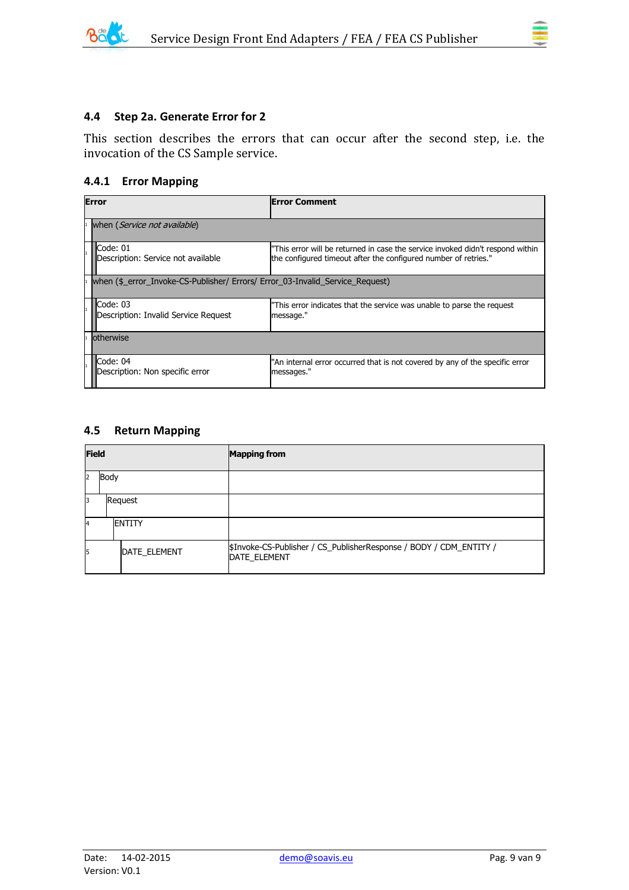### 4.4 Step 2a. Generate Error for 2

This section describes the errors that can occur after the second step, i.e. the invocation of the CS Sample service.

#### 4.4.1 Error Mapping

| Error | Error Comment |
| --- | --- |
| 1 when (*Service not available*) | |
| 1 Code: 01<br>Description: Service not available | "This error will be returned in case the service invoked didn't respond within the configured timeout after the configured number of retries." |
| 1 when ($_error_Invoke-CS-Publisher/ Errors/ Error_03-Invalid_Service_Request) | |
| 1 Code: 03<br>Description: Invalid Service Request | "This error indicates that the service was unable to parse the request message." |
| 1 otherwise | |
| 1 Code: 04<br>Description: Non specific error | "An internal error occurred that is not covered by any of the specific error messages." |

### 4.5 Return Mapping

| Field | Mapping from |
| --- | --- |
| 2 Body | |
| 3 Request | |
| 4 ENTITY | |
| 5 DATE_ELEMENT | $Invoke-CS-Publisher / CS_PublisherResponse / BODY / CDM_ENTITY / DATE_ELEMENT |

Date: 14-02-2015
Version: V0.1

demo@soavis.eu